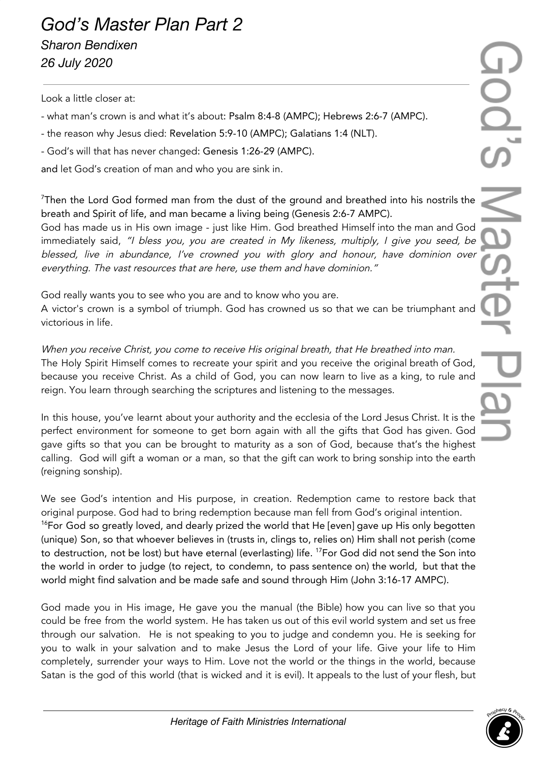# *God's Master Plan Part 2*

*Sharon Bendixen*

*26 July 2020*

---

Look a little closer at:

- what man's crown is and what it's about: Psalm 8:4-8 (AMPC); Hebrews 2:6-7 (AMPC).
- the reason why Jesus died: Revelation 5:9-10 (AMPC); Galatians 1:4 (NLT).
- God's will that has never changed: Genesis 1:26-29 (AMPC).

and let God's creation of man and who you are sink in.

[7]Then the Lord God formed man from the dust of the ground and breathed into his nostrils the breath and Spirit of life, and man became a living being (Genesis 2:6-7 AMPC).
God has made us in His own image - just like Him. God breathed Himself into the man and God immediately said, *"I bless you, you are created in My likeness, multiply, I give you seed, be blessed, live in abundance, I've crowned you with glory and honour, have dominion over everything. The vast resources that are here, use them and have dominion."*

God really wants you to see who you are and to know who you are.
A victor's crown is a symbol of triumph. God has crowned us so that we can be triumphant and victorious in life.

*When you receive Christ, you come to receive His original breath, that He breathed into man.*
The Holy Spirit Himself comes to recreate your spirit and you receive the original breath of God, because you receive Christ. As a child of God, you can now learn to live as a king, to rule and reign. You learn through searching the scriptures and listening to the messages.

In this house, you've learnt about your authority and the ecclesia of the Lord Jesus Christ. It is the perfect environment for someone to get born again with all the gifts that God has given. God gave gifts so that you can be brought to maturity as a son of God, because that's the highest calling. God will gift a woman or a man, so that the gift can work to bring sonship into the earth (reigning sonship).

We see God's intention and His purpose, in creation. Redemption came to restore back that original purpose. God had to bring redemption because man fell from God's original intention.
[16]For God so greatly loved, and dearly prized the world that He [even] gave up His only begotten (unique) Son, so that whoever believes in (trusts in, clings to, relies on) Him shall not perish (come to destruction, not be lost) but have eternal (everlasting) life. [17]For God did not send the Son into the world in order to judge (to reject, to condemn, to pass sentence on) the world, but that the world might find salvation and be made safe and sound through Him (John 3:16-17 AMPC).

God made you in His image, He gave you the manual (the Bible) how you can live so that you could be free from the world system. He has taken us out of this evil world system and set us free through our salvation. He is not speaking to you to judge and condemn you. He is seeking for you to walk in your salvation and to make Jesus the Lord of your life. Give your life to Him completely, surrender your ways to Him. Love not the world or the things in the world, because Satan is the god of this world (that is wicked and it is evil). It appeals to the lust of your flesh, but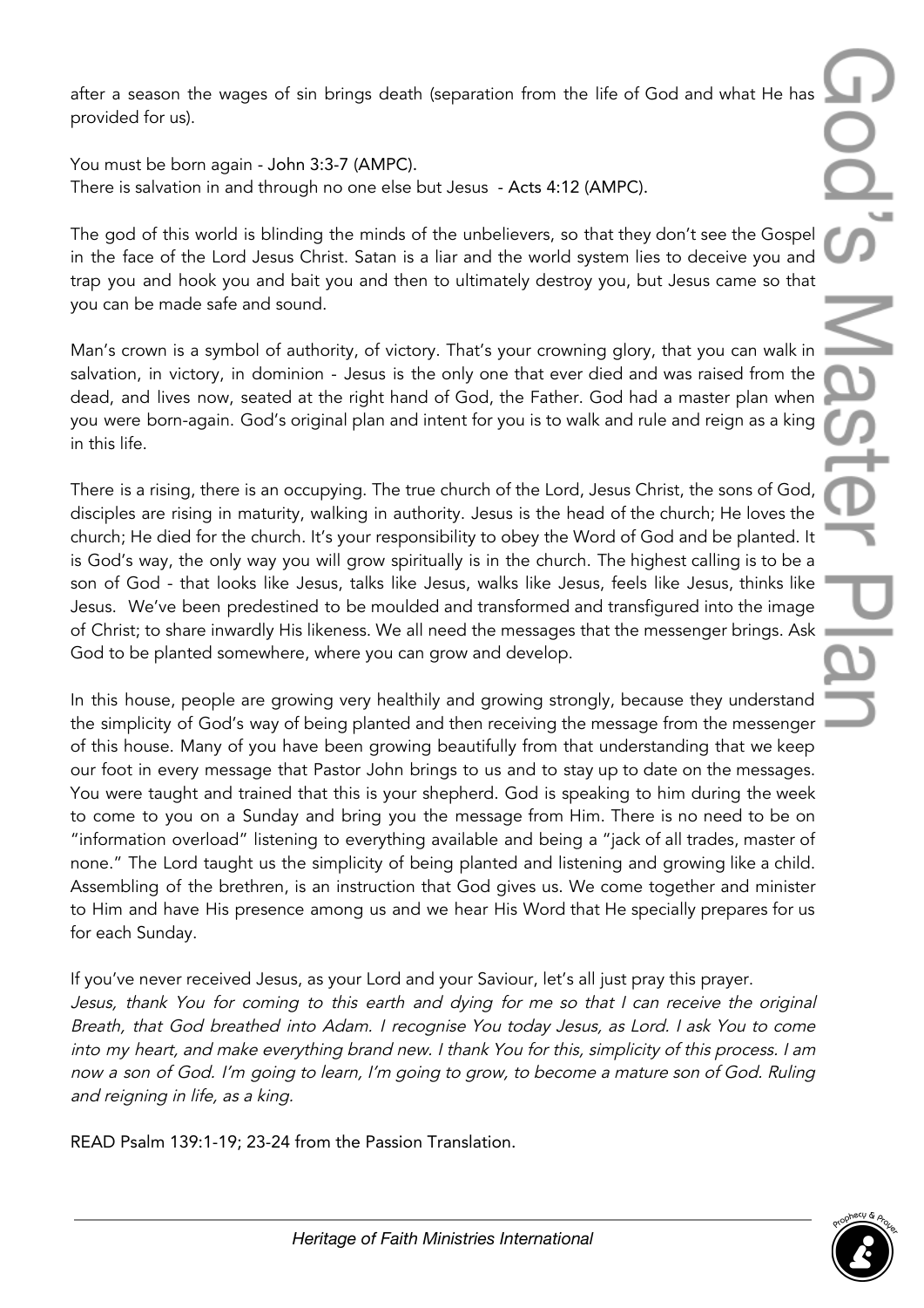after a season the wages of sin brings death (separation from the life of God and what He has provided for us).

You must be born again - John 3:3-7 (AMPC).
There is salvation in and through no one else but Jesus - Acts 4:12 (AMPC).

The god of this world is blinding the minds of the unbelievers, so that they don't see the Gospel in the face of the Lord Jesus Christ. Satan is a liar and the world system lies to deceive you and trap you and hook you and bait you and then to ultimately destroy you, but Jesus came so that you can be made safe and sound.

Man's crown is a symbol of authority, of victory. That's your crowning glory, that you can walk in salvation, in victory, in dominion - Jesus is the only one that ever died and was raised from the dead, and lives now, seated at the right hand of God, the Father. God had a master plan when you were born-again. God's original plan and intent for you is to walk and rule and reign as a king in this life.

There is a rising, there is an occupying. The true church of the Lord, Jesus Christ, the sons of God, disciples are rising in maturity, walking in authority. Jesus is the head of the church; He loves the church; He died for the church. It's your responsibility to obey the Word of God and be planted. It is God's way, the only way you will grow spiritually is in the church. The highest calling is to be a son of God - that looks like Jesus, talks like Jesus, walks like Jesus, feels like Jesus, thinks like Jesus. We've been predestined to be moulded and transformed and transfigured into the image of Christ; to share inwardly His likeness. We all need the messages that the messenger brings. Ask God to be planted somewhere, where you can grow and develop.

In this house, people are growing very healthily and growing strongly, because they understand the simplicity of God's way of being planted and then receiving the message from the messenger of this house. Many of you have been growing beautifully from that understanding that we keep our foot in every message that Pastor John brings to us and to stay up to date on the messages. You were taught and trained that this is your shepherd. God is speaking to him during the week to come to you on a Sunday and bring you the message from Him. There is no need to be on "information overload" listening to everything available and being a "jack of all trades, master of none." The Lord taught us the simplicity of being planted and listening and growing like a child. Assembling of the brethren, is an instruction that God gives us. We come together and minister to Him and have His presence among us and we hear His Word that He specially prepares for us for each Sunday.

If you've never received Jesus, as your Lord and your Saviour, let's all just pray this prayer.
*Jesus, thank You for coming to this earth and dying for me so that I can receive the original Breath, that God breathed into Adam. I recognise You today Jesus, as Lord. I ask You to come into my heart, and make everything brand new. I thank You for this, simplicity of this process. I am now a son of God. I'm going to learn, I'm going to grow, to become a mature son of God. Ruling and reigning in life, as a king.*

READ Psalm 139:1-19; 23-24 from the Passion Translation.